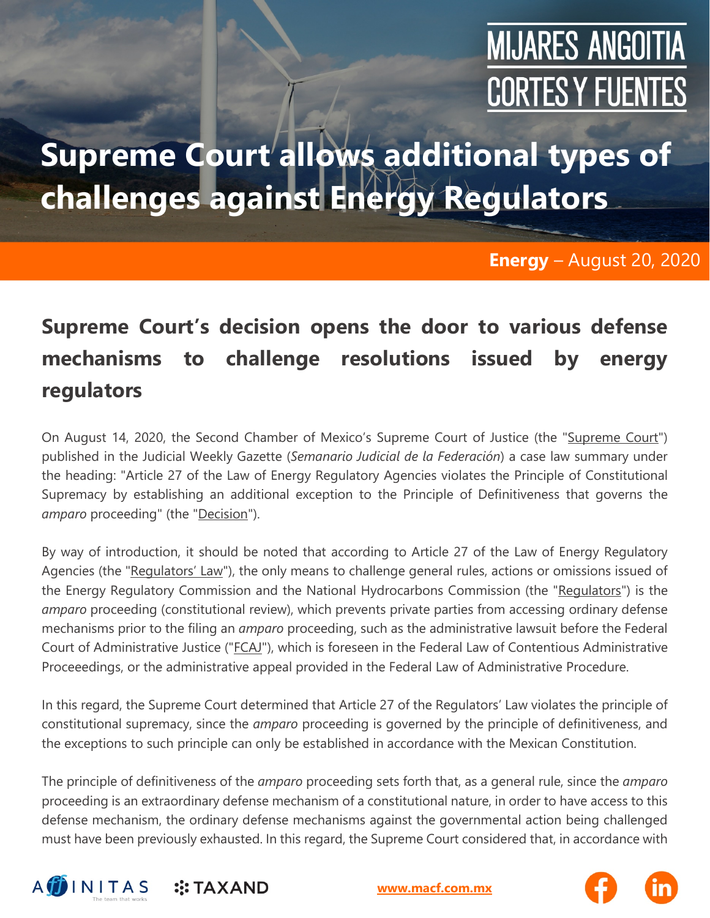# Supreme Court allows additional types of challenges against Energy Regulators

**Energy** – August 20, 2020

## Supreme Court's decision opens the door to various defense mechanisms to challenge resolutions issued by energy regulators

On August 14, 2020, the Second Chamber of Mexico's Supreme Court of Justice (the "Supreme Court") published in the Judicial Weekly Gazette (*Semanario Judicial de la Federación*) a case law summary under the heading: "Article 27 of the Law of Energy Regulatory Agencies violates the Principle of Constitutional Supremacy by establishing an additional exception to the Principle of Definitiveness that governs the *amparo* proceeding" (the "Decision").

By way of introduction, it should be noted that according to Article 27 of the Law of Energy Regulatory Agencies (the "Regulators' Law"), the only means to challenge general rules, actions or omissions issued of the Energy Regulatory Commission and the National Hydrocarbons Commission (the "Regulators") is the *amparo* proceeding (constitutional review), which prevents private parties from accessing ordinary defense mechanisms prior to the filing an *amparo* proceeding, such as the administrative lawsuit before the Federal Court of Administrative Justice ("FCAJ"), which is foreseen in the Federal Law of Contentious Administrative Proceeedings, or the administrative appeal provided in the Federal Law of Administrative Procedure.

In this regard, the Supreme Court determined that Article 27 of the Regulators' Law violates the principle of constitutional supremacy, since the *amparo* proceeding is governed by the principle of definitiveness, and the exceptions to such principle can only be established in accordance with the Mexican Constitution.

The principle of definitiveness of the *amparo* proceeding sets forth that, as a general rule, since the *amparo* proceeding is an extraordinary defense mechanism of a constitutional nature, in order to have access to this defense mechanism, the ordinary defense mechanisms against the governmental action being challenged must have been previously exhausted. In this regard, the Supreme Court considered that, in accordance with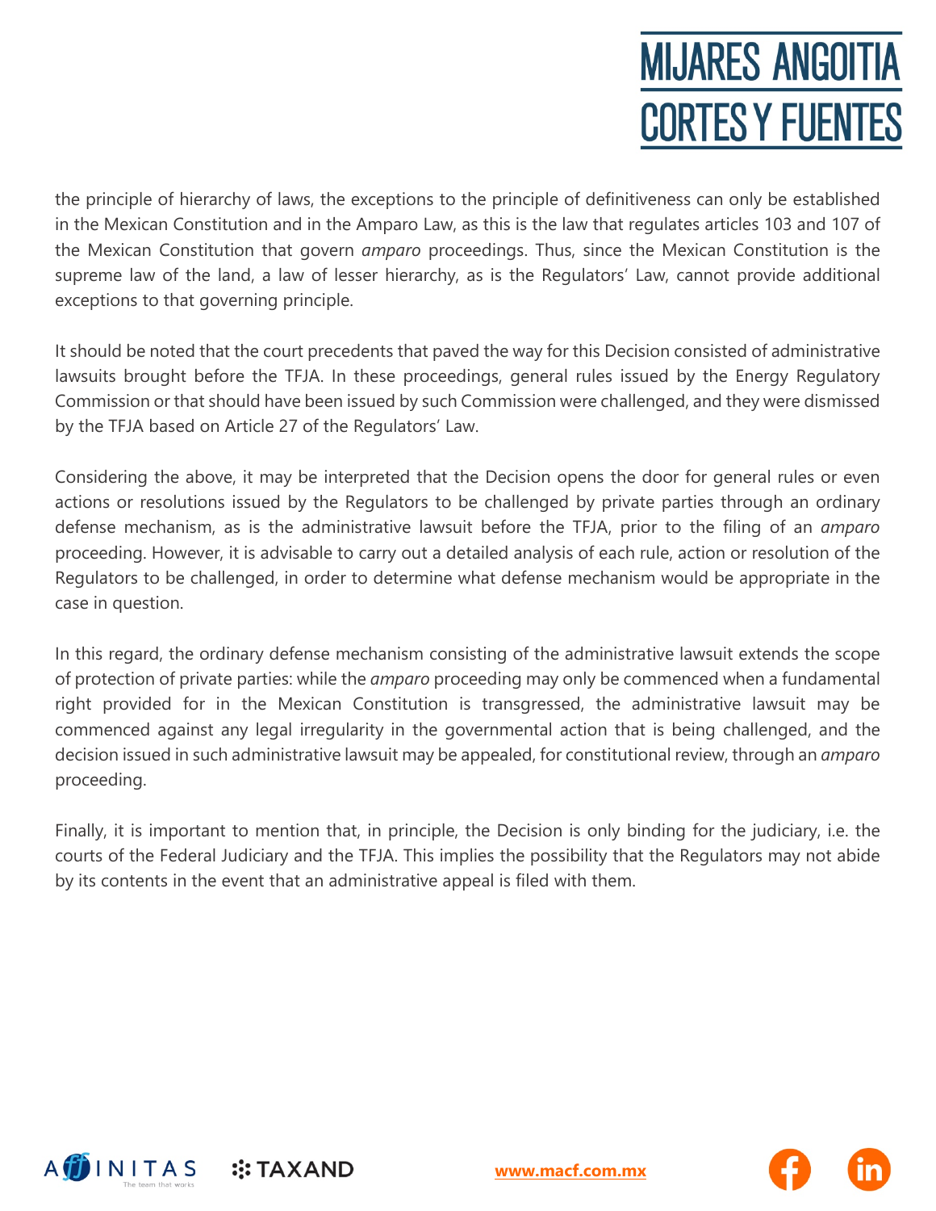the principle of hierarchy of laws, the exceptions to the principle of definitiveness can only be established in the Mexican Constitution and in the Amparo Law, as this is the law that regulates articles 103 and 107 of the Mexican Constitution that govern *amparo* proceedings. Thus, since the Mexican Constitution is the supreme law of the land, a law of lesser hierarchy, as is the Regulators' Law, cannot provide additional exceptions to that governing principle.

It should be noted that the court precedents that paved the way for this Decision consisted of administrative lawsuits brought before the TFJA. In these proceedings, general rules issued by the Energy Regulatory Commission or that should have been issued by such Commission were challenged, and they were dismissed by the TFJA based on Article 27 of the Regulators' Law.

Considering the above, it may be interpreted that the Decision opens the door for general rules or even actions or resolutions issued by the Regulators to be challenged by private parties through an ordinary defense mechanism, as is the administrative lawsuit before the TFJA, prior to the filing of an *amparo* proceeding. However, it is advisable to carry out a detailed analysis of each rule, action or resolution of the Regulators to be challenged, in order to determine what defense mechanism would be appropriate in the case in question.

In this regard, the ordinary defense mechanism consisting of the administrative lawsuit extends the scope of protection of private parties: while the *amparo* proceeding may only be commenced when a fundamental right provided for in the Mexican Constitution is transgressed, the administrative lawsuit may be commenced against any legal irregularity in the governmental action that is being challenged, and the decision issued in such administrative lawsuit may be appealed, for constitutional review, through an *amparo* proceeding.

Finally, it is important to mention that, in principle, the Decision is only binding for the judiciary, i.e. the courts of the Federal Judiciary and the TFJA. This implies the possibility that the Regulators may not abide by its contents in the event that an administrative appeal is filed with them.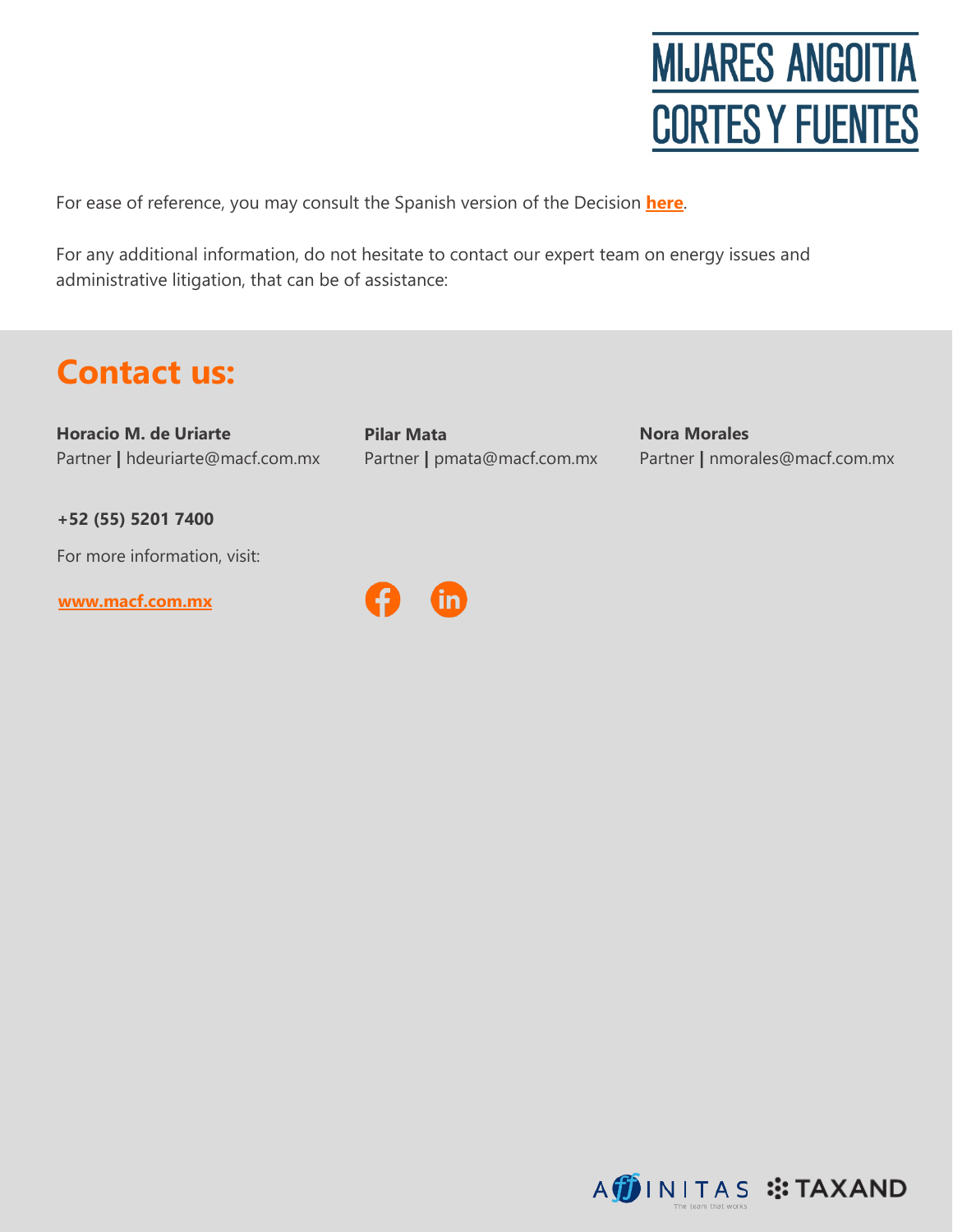For ease of reference, you may consult the Spanish version of the Decision **here**.

For any additional information, do not hesitate to contact our expert team on energy issues and administrative litigation, that can be of assistance:

## Contact us:

**Horacio M. de Uriarte**
Partner | hdeuriarte@macf.com.mx

**Pilar Mata**
Partner | pmata@macf.com.mx

**Nora Morales**
Partner | nmorales@macf.com.mx

**+52 (55) 5201 7400**

For more information, visit:

**www.macf.com.mx**